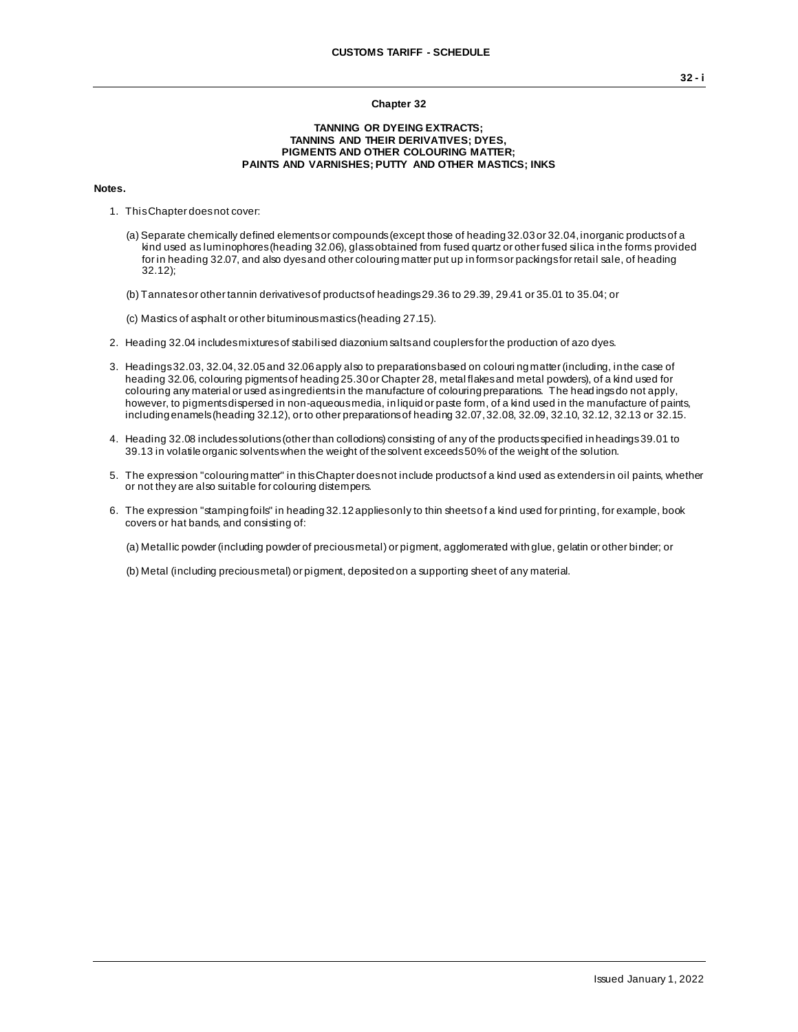## Chapter 32

### TANNING OR DYEING EXTRACTS; TANNINS AND THEIR DERIVATIVES; DYES, PIGMENTS AND OTHER COLOURING MATTER; PAINTS AND VARNISHES; PUTTY AND OTHER MASTICS; INKS

**Notes.**

1. This Chapter does not cover:

   (a) Separate chemically defined elements or compounds (except those of heading 32.03 or 32.04, inorganic products of a kind used as luminophores (heading 32.06), glass obtained from fused quartz or other fused silica in the forms provided for in heading 32.07, and also dyes and other colouring matter put up in forms or packings for retail sale, of heading 32.12);

   (b) Tannates or other tannin derivatives of products of headings 29.36 to 29.39, 29.41 or 35.01 to 35.04; or

   (c) Mastics of asphalt or other bituminous mastics (heading 27.15).

2. Heading 32.04 includes mixtures of stabilised diazonium salts and couplers for the production of azo dyes.

3. Headings 32.03, 32.04, 32.05 and 32.06 apply also to preparations based on colouring matter (including, in the case of heading 32.06, colouring pigments of heading 25.30 or Chapter 28, metal flakes and metal powders), of a kind used for colouring any material or used as ingredients in the manufacture of colouring preparations. The headings do not apply, however, to pigments dispersed in non-aqueous media, in liquid or paste form, of a kind used in the manufacture of paints, including enamels (heading 32.12), or to other preparations of heading 32.07, 32.08, 32.09, 32.10, 32.12, 32.13 or 32.15.

4. Heading 32.08 includes solutions (other than collodions) consisting of any of the products specified in headings 39.01 to 39.13 in volatile organic solvents when the weight of the solvent exceeds 50% of the weight of the solution.

5. The expression "colouring matter" in this Chapter does not include products of a kind used as extenders in oil paints, whether or not they are also suitable for colouring distempers.

6. The expression "stamping foils" in heading 32.12 applies only to thin sheets of a kind used for printing, for example, book covers or hat bands, and consisting of:

   (a) Metallic powder (including powder of precious metal) or pigment, agglomerated with glue, gelatin or other binder; or

   (b) Metal (including precious metal) or pigment, deposited on a supporting sheet of any material.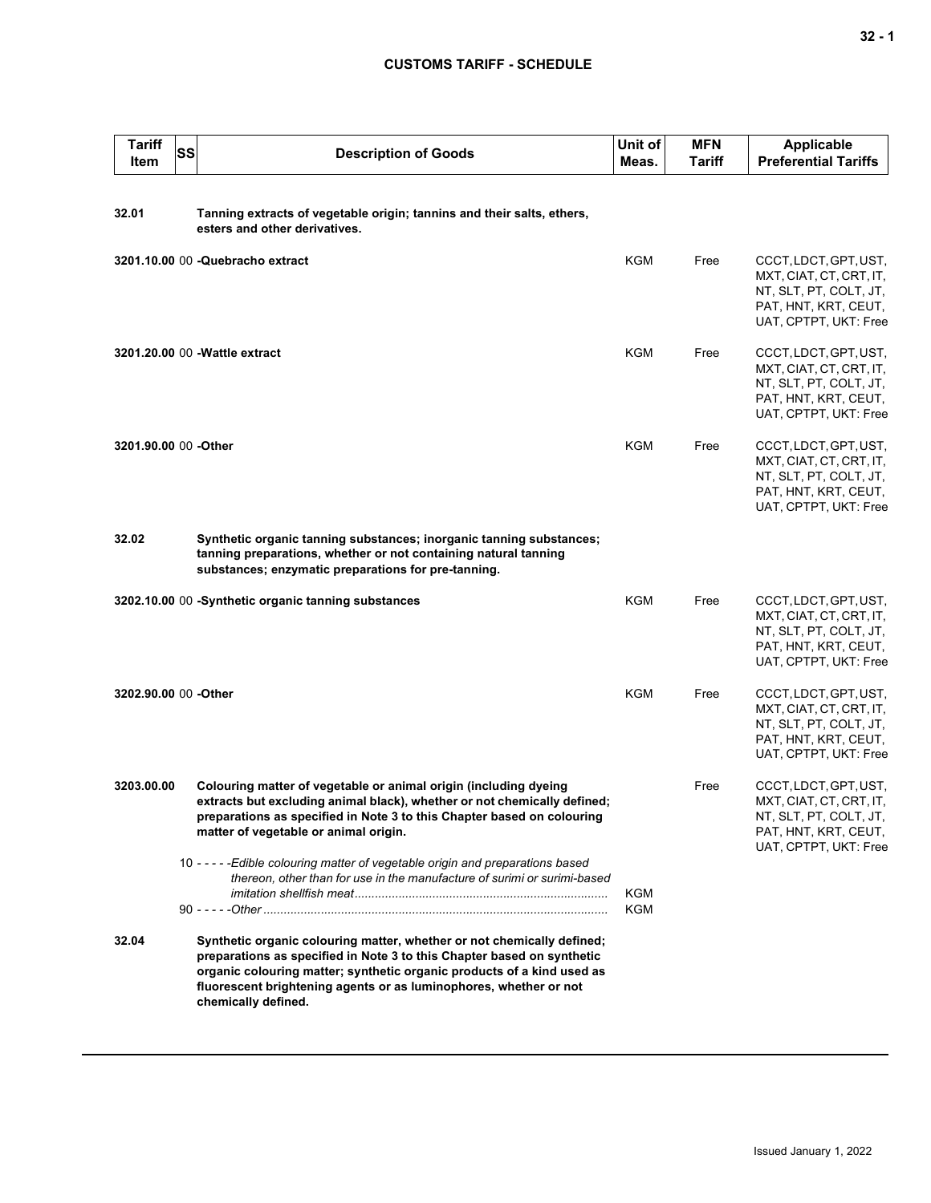| Tariff Item | SS | Description of Goods | Unit of Meas. | MFN Tariff | Applicable Preferential Tariffs |
|---|---|---|---|---|---|
| **32.01** | | **Tanning extracts of vegetable origin; tannins and their salts, ethers, esters and other derivatives.** | | | |
| **3201.10.00** | 00 | **-Quebracho extract** | KGM | Free | CCCT, LDCT, GPT, UST, MXT, CIAT, CT, CRT, IT, NT, SLT, PT, COLT, JT, PAT, HNT, KRT, CEUT, UAT, CPTPT, UKT: Free |
| **3201.20.00** | 00 | **-Wattle extract** | KGM | Free | CCCT, LDCT, GPT, UST, MXT, CIAT, CT, CRT, IT, NT, SLT, PT, COLT, JT, PAT, HNT, KRT, CEUT, UAT, CPTPT, UKT: Free |
| **3201.90.00** | 00 | **-Other** | KGM | Free | CCCT, LDCT, GPT, UST, MXT, CIAT, CT, CRT, IT, NT, SLT, PT, COLT, JT, PAT, HNT, KRT, CEUT, UAT, CPTPT, UKT: Free |
| **32.02** | | **Synthetic organic tanning substances; inorganic tanning substances; tanning preparations, whether or not containing natural tanning substances; enzymatic preparations for pre-tanning.** | | | |
| **3202.10.00** | 00 | **-Synthetic organic tanning substances** | KGM | Free | CCCT, LDCT, GPT, UST, MXT, CIAT, CT, CRT, IT, NT, SLT, PT, COLT, JT, PAT, HNT, KRT, CEUT, UAT, CPTPT, UKT: Free |
| **3202.90.00** | 00 | **-Other** | KGM | Free | CCCT, LDCT, GPT, UST, MXT, CIAT, CT, CRT, IT, NT, SLT, PT, COLT, JT, PAT, HNT, KRT, CEUT, UAT, CPTPT, UKT: Free |
| **3203.00.00** | | **Colouring matter of vegetable or animal origin (including dyeing extracts but excluding animal black), whether or not chemically defined; preparations as specified in Note 3 to this Chapter based on colouring matter of vegetable or animal origin.** | | Free | CCCT, LDCT, GPT, UST, MXT, CIAT, CT, CRT, IT, NT, SLT, PT, COLT, JT, PAT, HNT, KRT, CEUT, UAT, CPTPT, UKT: Free |
| | 10 | - - - - -*Edible colouring matter of vegetable origin and preparations based thereon, other than for use in the manufacture of surimi or surimi-based imitation shellfish meat* | KGM | | |
| | 90 | - - - - -*Other* | KGM | | |
| **32.04** | | **Synthetic organic colouring matter, whether or not chemically defined; preparations as specified in Note 3 to this Chapter based on synthetic organic colouring matter; synthetic organic products of a kind used as fluorescent brightening agents or as luminophores, whether or not chemically defined.** | | | |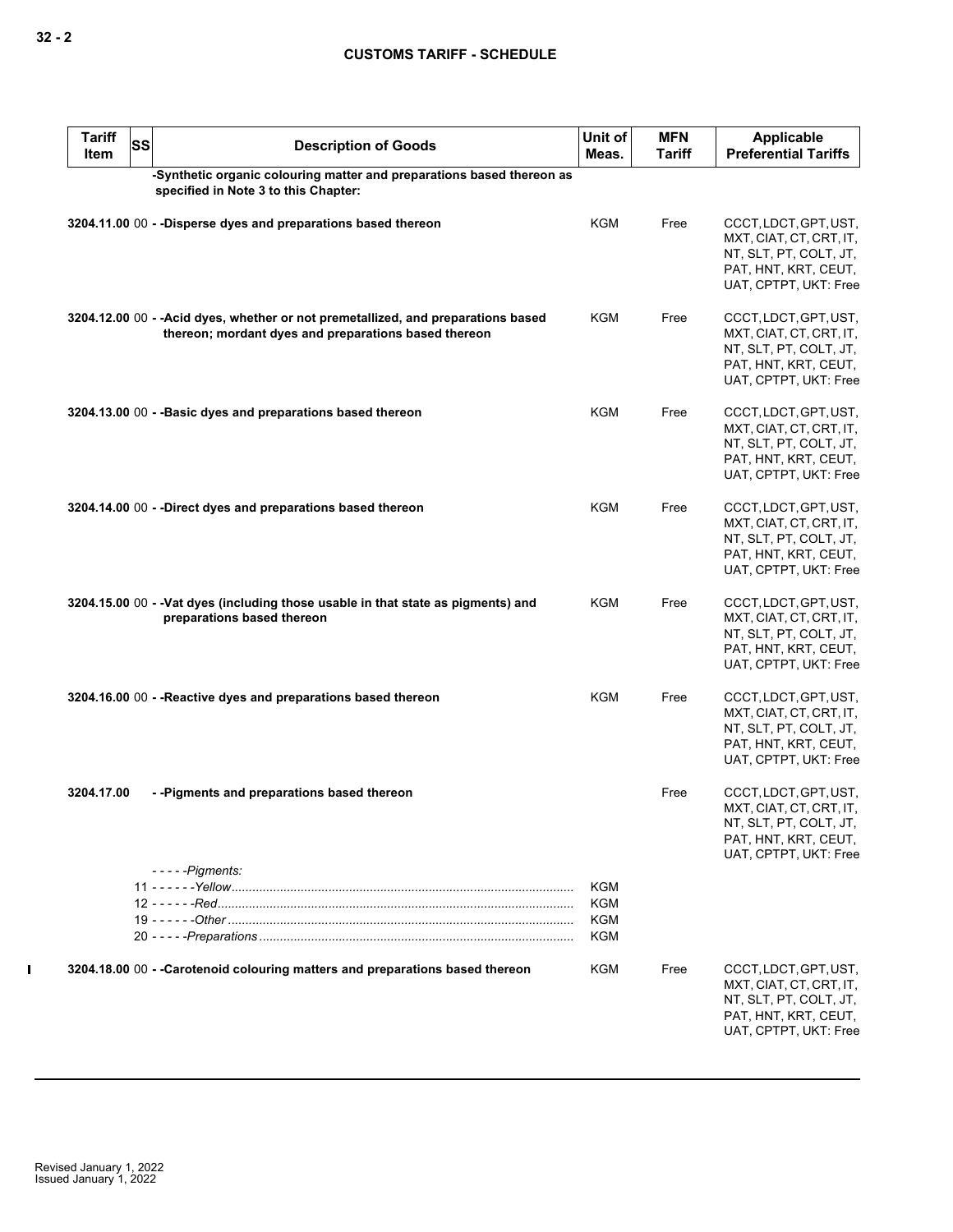| Tariff Item | SS | Description of Goods | Unit of Meas. | MFN Tariff | Applicable Preferential Tariffs |
|---|---|---|---|---|---|
| | | **-Synthetic organic colouring matter and preparations based thereon as specified in Note 3 to this Chapter:** | | | |
| **3204.11.00** | 00 | **- -Disperse dyes and preparations based thereon** | KGM | Free | CCCT, LDCT, GPT, UST, MXT, CIAT, CT, CRT, IT, NT, SLT, PT, COLT, JT, PAT, HNT, KRT, CEUT, UAT, CPTPT, UKT: Free |
| **3204.12.00** | 00 | **- -Acid dyes, whether or not premetallized, and preparations based thereon; mordant dyes and preparations based thereon** | KGM | Free | CCCT, LDCT, GPT, UST, MXT, CIAT, CT, CRT, IT, NT, SLT, PT, COLT, JT, PAT, HNT, KRT, CEUT, UAT, CPTPT, UKT: Free |
| **3204.13.00** | 00 | **- -Basic dyes and preparations based thereon** | KGM | Free | CCCT, LDCT, GPT, UST, MXT, CIAT, CT, CRT, IT, NT, SLT, PT, COLT, JT, PAT, HNT, KRT, CEUT, UAT, CPTPT, UKT: Free |
| **3204.14.00** | 00 | **- -Direct dyes and preparations based thereon** | KGM | Free | CCCT, LDCT, GPT, UST, MXT, CIAT, CT, CRT, IT, NT, SLT, PT, COLT, JT, PAT, HNT, KRT, CEUT, UAT, CPTPT, UKT: Free |
| **3204.15.00** | 00 | **- -Vat dyes (including those usable in that state as pigments) and preparations based thereon** | KGM | Free | CCCT, LDCT, GPT, UST, MXT, CIAT, CT, CRT, IT, NT, SLT, PT, COLT, JT, PAT, HNT, KRT, CEUT, UAT, CPTPT, UKT: Free |
| **3204.16.00** | 00 | **- -Reactive dyes and preparations based thereon** | KGM | Free | CCCT, LDCT, GPT, UST, MXT, CIAT, CT, CRT, IT, NT, SLT, PT, COLT, JT, PAT, HNT, KRT, CEUT, UAT, CPTPT, UKT: Free |
| **3204.17.00** | | **- -Pigments and preparations based thereon** | | Free | CCCT, LDCT, GPT, UST, MXT, CIAT, CT, CRT, IT, NT, SLT, PT, COLT, JT, PAT, HNT, KRT, CEUT, UAT, CPTPT, UKT: Free |
| | | *- - - - -Pigments:* | | | |
| | 11 | *- - - - - -Yellow* | KGM | | |
| | 12 | *- - - - - -Red* | KGM | | |
| | 19 | *- - - - - -Other* | KGM | | |
| | 20 | *- - - - -Preparations* | KGM | | |
| **3204.18.00** | 00 | **- -Carotenoid colouring matters and preparations based thereon** | KGM | Free | CCCT, LDCT, GPT, UST, MXT, CIAT, CT, CRT, IT, NT, SLT, PT, COLT, JT, PAT, HNT, KRT, CEUT, UAT, CPTPT, UKT: Free |

Revised January 1, 2022
Issued January 1, 2022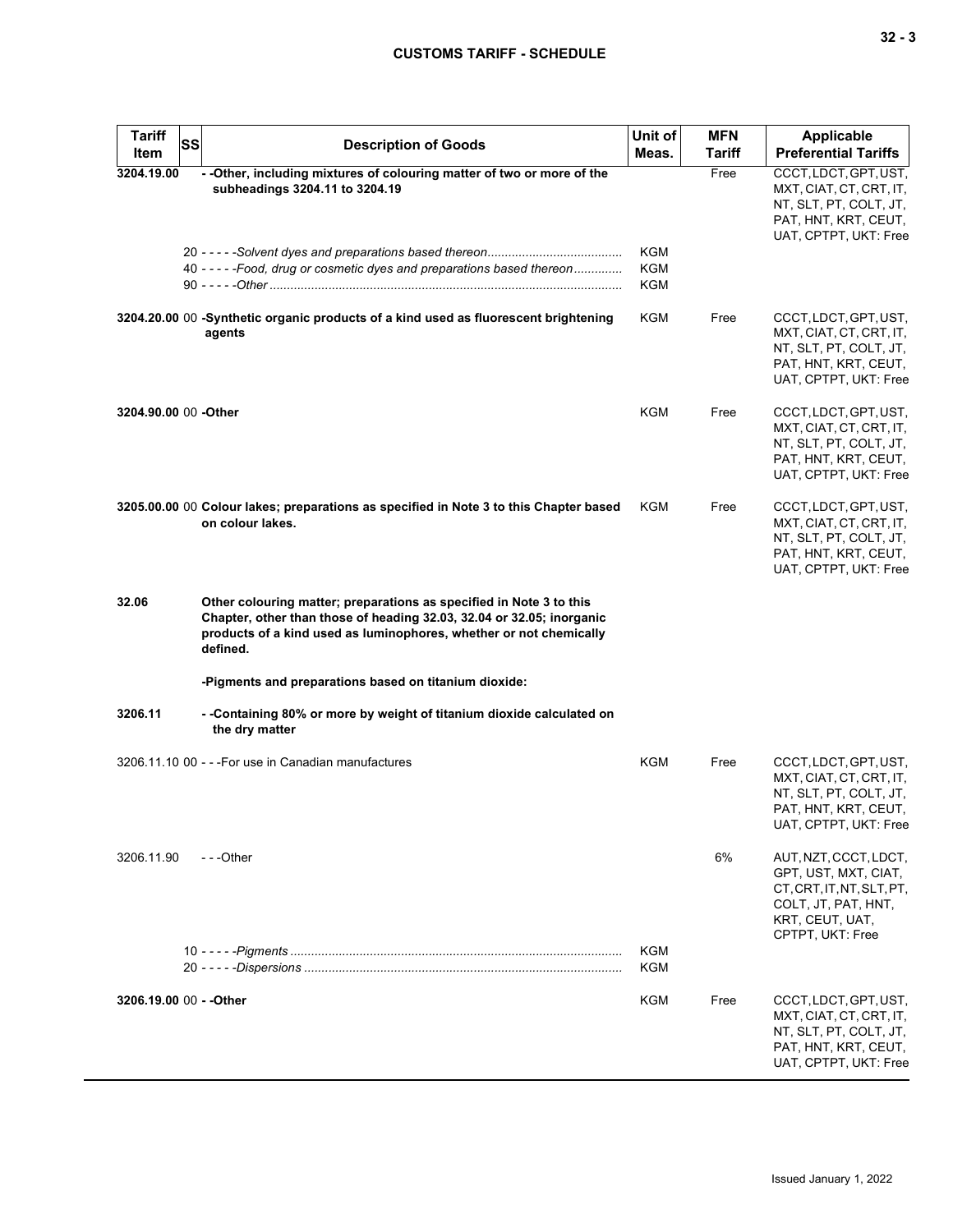| Tariff Item | SS | Description of Goods | Unit of Meas. | MFN Tariff | Applicable Preferential Tariffs |
|---|---|---|---|---|---|
| **3204.19.00** | | **- -Other, including mixtures of colouring matter of two or more of the subheadings 3204.11 to 3204.19** | | Free | CCCT, LDCT, GPT, UST, MXT, CIAT, CT, CRT, IT, NT, SLT, PT, COLT, JT, PAT, HNT, KRT, CEUT, UAT, CPTPT, UKT: Free |
| | 20 | - - - - -*Solvent dyes and preparations based thereon* | KGM | | |
| | 40 | - - - - -*Food, drug or cosmetic dyes and preparations based thereon* | KGM | | |
| | 90 | - - - - -*Other* | KGM | | |
| **3204.20.00** | 00 | **-Synthetic organic products of a kind used as fluorescent brightening agents** | KGM | Free | CCCT, LDCT, GPT, UST, MXT, CIAT, CT, CRT, IT, NT, SLT, PT, COLT, JT, PAT, HNT, KRT, CEUT, UAT, CPTPT, UKT: Free |
| **3204.90.00** | 00 | **-Other** | KGM | Free | CCCT, LDCT, GPT, UST, MXT, CIAT, CT, CRT, IT, NT, SLT, PT, COLT, JT, PAT, HNT, KRT, CEUT, UAT, CPTPT, UKT: Free |
| **3205.00.00** | 00 | **Colour lakes; preparations as specified in Note 3 to this Chapter based on colour lakes.** | KGM | Free | CCCT, LDCT, GPT, UST, MXT, CIAT, CT, CRT, IT, NT, SLT, PT, COLT, JT, PAT, HNT, KRT, CEUT, UAT, CPTPT, UKT: Free |
| **32.06** | | **Other colouring matter; preparations as specified in Note 3 to this Chapter, other than those of heading 32.03, 32.04 or 32.05; inorganic products of a kind used as luminophores, whether or not chemically defined.** | | | |
| | | **-Pigments and preparations based on titanium dioxide:** | | | |
| **3206.11** | | **- -Containing 80% or more by weight of titanium dioxide calculated on the dry matter** | | | |
| 3206.11.10 | 00 | - - -For use in Canadian manufactures | KGM | Free | CCCT, LDCT, GPT, UST, MXT, CIAT, CT, CRT, IT, NT, SLT, PT, COLT, JT, PAT, HNT, KRT, CEUT, UAT, CPTPT, UKT: Free |
| 3206.11.90 | | - - -Other | | 6% | AUT, NZT, CCCT, LDCT, GPT, UST, MXT, CIAT, CT, CRT, IT, NT, SLT, PT, COLT, JT, PAT, HNT, KRT, CEUT, UAT, CPTPT, UKT: Free |
| | 10 | - - - - -*Pigments* | KGM | | |
| | 20 | - - - - -*Dispersions* | KGM | | |
| **3206.19.00** | 00 | **- -Other** | KGM | Free | CCCT, LDCT, GPT, UST, MXT, CIAT, CT, CRT, IT, NT, SLT, PT, COLT, JT, PAT, HNT, KRT, CEUT, UAT, CPTPT, UKT: Free |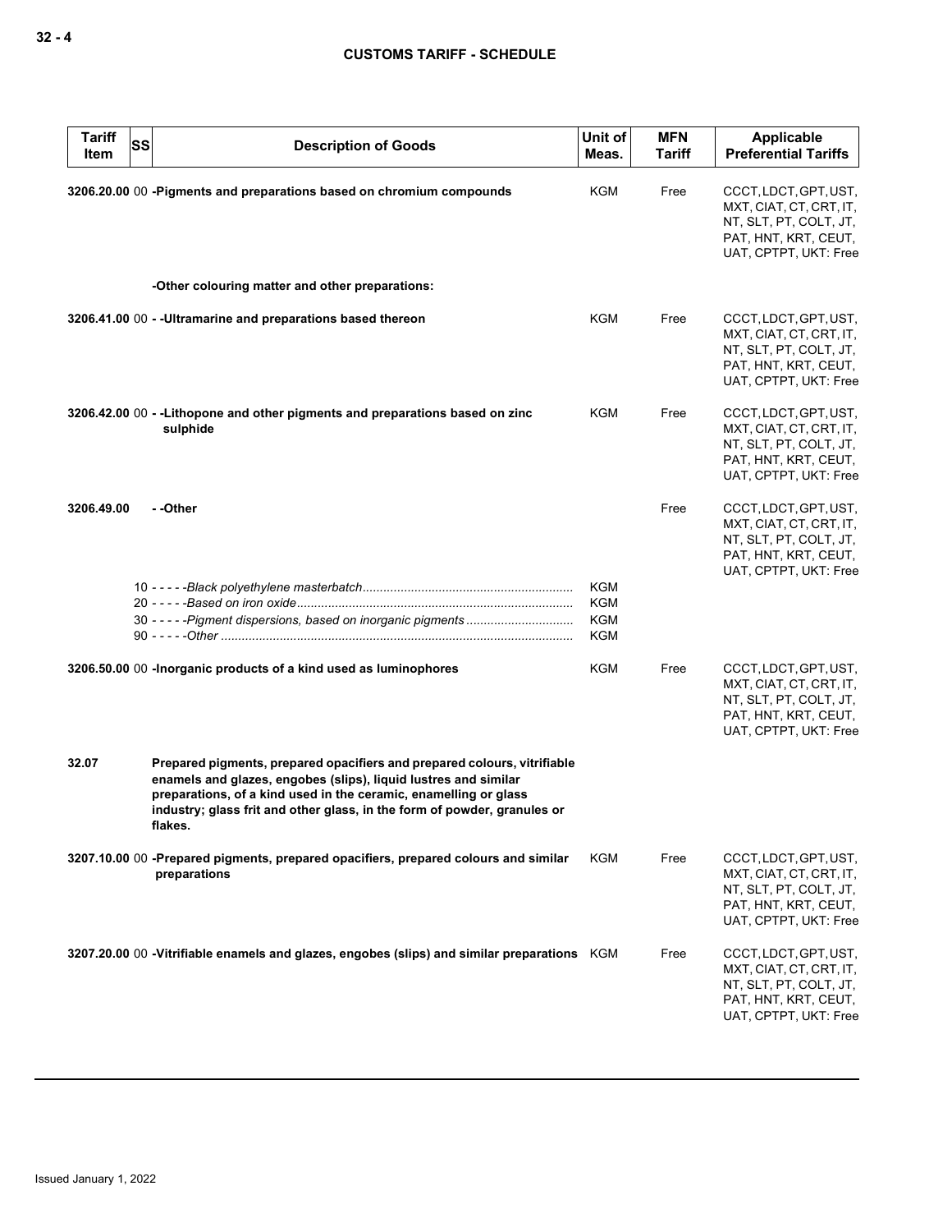| Tariff Item | SS | Description of Goods | Unit of Meas. | MFN Tariff | Applicable Preferential Tariffs |
|---|---|---|---|---|---|
| **3206.20.00** | 00 | **-Pigments and preparations based on chromium compounds** | KGM | Free | CCCT, LDCT, GPT, UST, MXT, CIAT, CT, CRT, IT, NT, SLT, PT, COLT, JT, PAT, HNT, KRT, CEUT, UAT, CPTPT, UKT: Free |
| | | **-Other colouring matter and other preparations:** | | | |
| **3206.41.00** | 00 | **- -Ultramarine and preparations based thereon** | KGM | Free | CCCT, LDCT, GPT, UST, MXT, CIAT, CT, CRT, IT, NT, SLT, PT, COLT, JT, PAT, HNT, KRT, CEUT, UAT, CPTPT, UKT: Free |
| **3206.42.00** | 00 | **- -Lithopone and other pigments and preparations based on zinc sulphide** | KGM | Free | CCCT, LDCT, GPT, UST, MXT, CIAT, CT, CRT, IT, NT, SLT, PT, COLT, JT, PAT, HNT, KRT, CEUT, UAT, CPTPT, UKT: Free |
| **3206.49.00** | | **- -Other** | | Free | CCCT, LDCT, GPT, UST, MXT, CIAT, CT, CRT, IT, NT, SLT, PT, COLT, JT, PAT, HNT, KRT, CEUT, UAT, CPTPT, UKT: Free |
| | 10 | *- - - - -Black polyethylene masterbatch* | KGM | | |
| | 20 | *- - - - -Based on iron oxide* | KGM | | |
| | 30 | *- - - - -Pigment dispersions, based on inorganic pigments* | KGM | | |
| | 90 | *- - - - -Other* | KGM | | |
| **3206.50.00** | 00 | **-Inorganic products of a kind used as luminophores** | KGM | Free | CCCT, LDCT, GPT, UST, MXT, CIAT, CT, CRT, IT, NT, SLT, PT, COLT, JT, PAT, HNT, KRT, CEUT, UAT, CPTPT, UKT: Free |
| **32.07** | | **Prepared pigments, prepared opacifiers and prepared colours, vitrifiable enamels and glazes, engobes (slips), liquid lustres and similar preparations, of a kind used in the ceramic, enamelling or glass industry; glass frit and other glass, in the form of powder, granules or flakes.** | | | |
| **3207.10.00** | 00 | **-Prepared pigments, prepared opacifiers, prepared colours and similar preparations** | KGM | Free | CCCT, LDCT, GPT, UST, MXT, CIAT, CT, CRT, IT, NT, SLT, PT, COLT, JT, PAT, HNT, KRT, CEUT, UAT, CPTPT, UKT: Free |
| **3207.20.00** | 00 | **-Vitrifiable enamels and glazes, engobes (slips) and similar preparations** | KGM | Free | CCCT, LDCT, GPT, UST, MXT, CIAT, CT, CRT, IT, NT, SLT, PT, COLT, JT, PAT, HNT, KRT, CEUT, UAT, CPTPT, UKT: Free |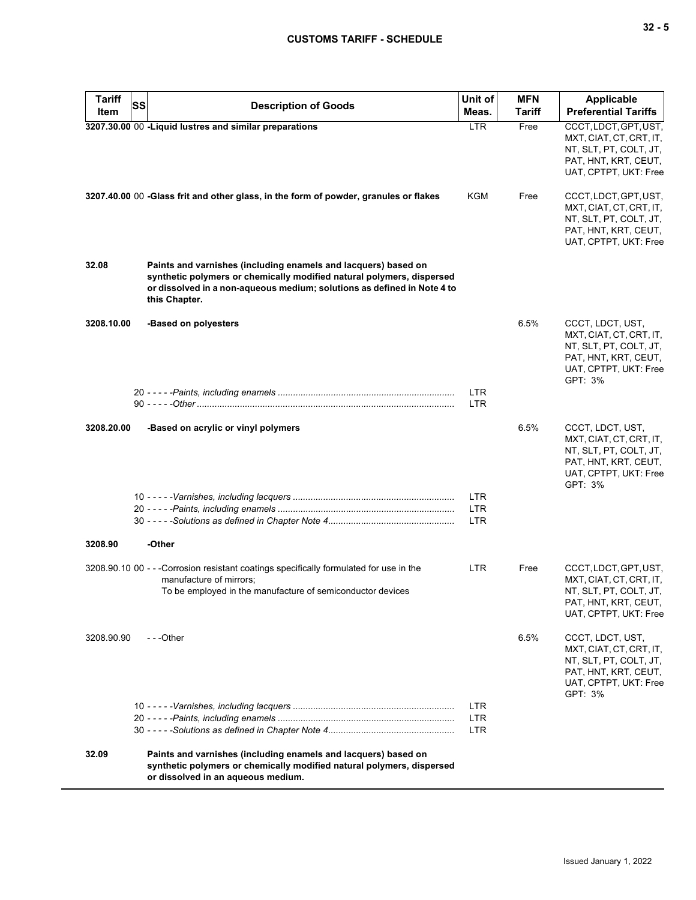| Tariff Item | SS | Description of Goods | Unit of Meas. | MFN Tariff | Applicable Preferential Tariffs |
|---|---|---|---|---|---|
| **3207.30.00** | 00 | **-Liquid lustres and similar preparations** | LTR | Free | CCCT, LDCT, GPT, UST, MXT, CIAT, CT, CRT, IT, NT, SLT, PT, COLT, JT, PAT, HNT, KRT, CEUT, UAT, CPTPT, UKT: Free |
| **3207.40.00** | 00 | **-Glass frit and other glass, in the form of powder, granules or flakes** | KGM | Free | CCCT, LDCT, GPT, UST, MXT, CIAT, CT, CRT, IT, NT, SLT, PT, COLT, JT, PAT, HNT, KRT, CEUT, UAT, CPTPT, UKT: Free |
| **32.08** | | **Paints and varnishes (including enamels and lacquers) based on synthetic polymers or chemically modified natural polymers, dispersed or dissolved in a non-aqueous medium; solutions as defined in Note 4 to this Chapter.** | | | |
| **3208.10.00** | | **-Based on polyesters** | | 6.5% | CCCT, LDCT, UST, MXT, CIAT, CT, CRT, IT, NT, SLT, PT, COLT, JT, PAT, HNT, KRT, CEUT, UAT, CPTPT, UKT: Free GPT: 3% |
| | 20 | - - - - -*Paints, including enamels* | LTR | | |
| | 90 | - - - - -*Other* | LTR | | |
| **3208.20.00** | | **-Based on acrylic or vinyl polymers** | | 6.5% | CCCT, LDCT, UST, MXT, CIAT, CT, CRT, IT, NT, SLT, PT, COLT, JT, PAT, HNT, KRT, CEUT, UAT, CPTPT, UKT: Free GPT: 3% |
| | 10 | - - - - -*Varnishes, including lacquers* | LTR | | |
| | 20 | - - - - -*Paints, including enamels* | LTR | | |
| | 30 | - - - - -*Solutions as defined in Chapter Note 4* | LTR | | |
| **3208.90** | | **-Other** | | | |
| 3208.90.10 | 00 | - - -Corrosion resistant coatings specifically formulated for use in the manufacture of mirrors; To be employed in the manufacture of semiconductor devices | LTR | Free | CCCT, LDCT, GPT, UST, MXT, CIAT, CT, CRT, IT, NT, SLT, PT, COLT, JT, PAT, HNT, KRT, CEUT, UAT, CPTPT, UKT: Free |
| 3208.90.90 | | - - -Other | | 6.5% | CCCT, LDCT, UST, MXT, CIAT, CT, CRT, IT, NT, SLT, PT, COLT, JT, PAT, HNT, KRT, CEUT, UAT, CPTPT, UKT: Free GPT: 3% |
| | 10 | - - - - -*Varnishes, including lacquers* | LTR | | |
| | 20 | - - - - -*Paints, including enamels* | LTR | | |
| | 30 | - - - - -*Solutions as defined in Chapter Note 4* | LTR | | |
| **32.09** | | **Paints and varnishes (including enamels and lacquers) based on synthetic polymers or chemically modified natural polymers, dispersed or dissolved in an aqueous medium.** | | | |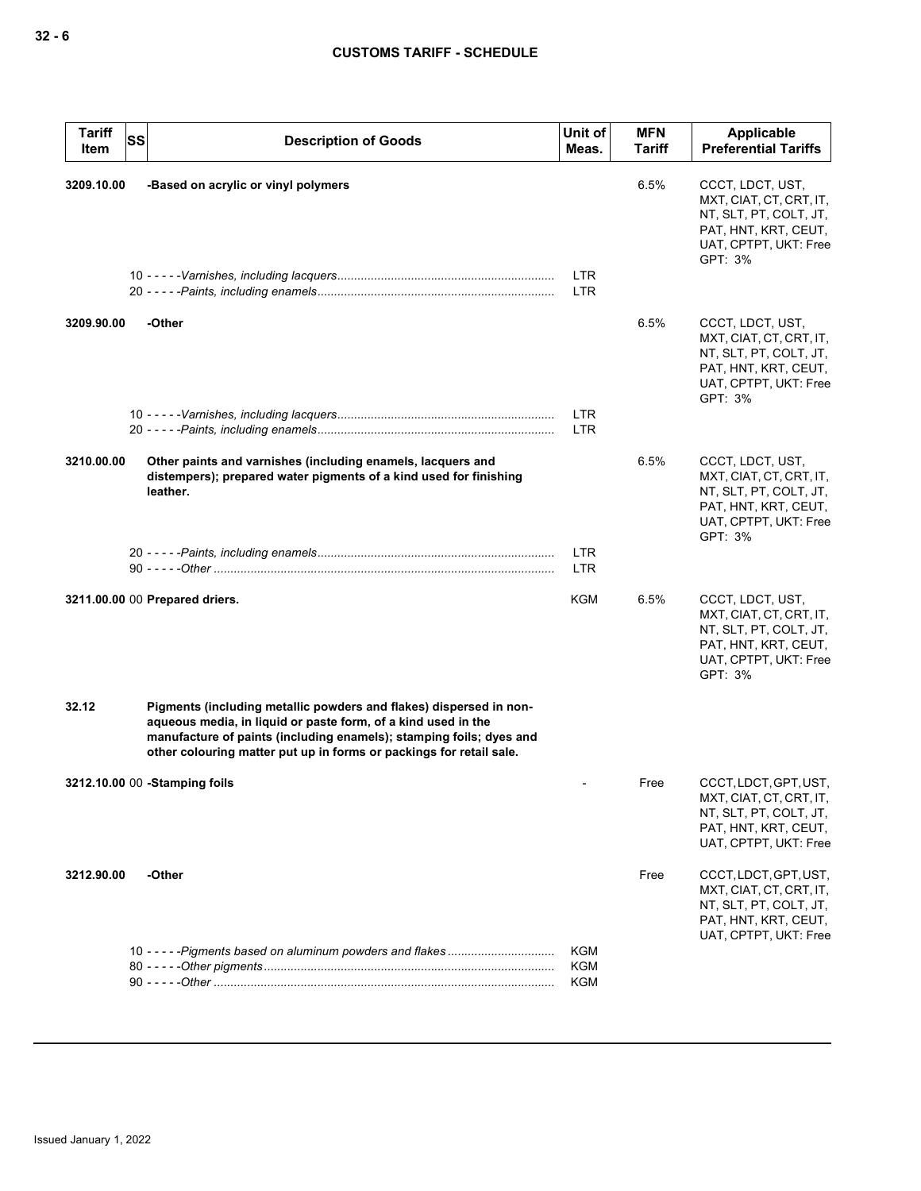| Tariff Item | SS | Description of Goods | Unit of Meas. | MFN Tariff | Applicable Preferential Tariffs |
|---|---|---|---|---|---|
| 3209.10.00 | | -Based on acrylic or vinyl polymers | | 6.5% | CCCT, LDCT, UST, MXT, CIAT, CT, CRT, IT, NT, SLT, PT, COLT, JT, PAT, HNT, KRT, CEUT, UAT, CPTPT, UKT: Free GPT: 3% |
| | | 10 - - - - -*Varnishes, including lacquers* | LTR | | |
| | | 20 - - - - -*Paints, including enamels* | LTR | | |
| 3209.90.00 | | -Other | | 6.5% | CCCT, LDCT, UST, MXT, CIAT, CT, CRT, IT, NT, SLT, PT, COLT, JT, PAT, HNT, KRT, CEUT, UAT, CPTPT, UKT: Free GPT: 3% |
| | | 10 - - - - -*Varnishes, including lacquers* | LTR | | |
| | | 20 - - - - -*Paints, including enamels* | LTR | | |
| 3210.00.00 | | Other paints and varnishes (including enamels, lacquers and distempers); prepared water pigments of a kind used for finishing leather. | | 6.5% | CCCT, LDCT, UST, MXT, CIAT, CT, CRT, IT, NT, SLT, PT, COLT, JT, PAT, HNT, KRT, CEUT, UAT, CPTPT, UKT: Free GPT: 3% |
| | | 20 - - - - -*Paints, including enamels* | LTR | | |
| | | 90 - - - - -*Other* | LTR | | |
| 3211.00.00 | 00 | Prepared driers. | KGM | 6.5% | CCCT, LDCT, UST, MXT, CIAT, CT, CRT, IT, NT, SLT, PT, COLT, JT, PAT, HNT, KRT, CEUT, UAT, CPTPT, UKT: Free GPT: 3% |
| 32.12 | | Pigments (including metallic powders and flakes) dispersed in non-aqueous media, in liquid or paste form, of a kind used in the manufacture of paints (including enamels); stamping foils; dyes and other colouring matter put up in forms or packings for retail sale. | | | |
| 3212.10.00 | 00 | -Stamping foils | - | Free | CCCT, LDCT, GPT, UST, MXT, CIAT, CT, CRT, IT, NT, SLT, PT, COLT, JT, PAT, HNT, KRT, CEUT, UAT, CPTPT, UKT: Free |
| 3212.90.00 | | -Other | | Free | CCCT, LDCT, GPT, UST, MXT, CIAT, CT, CRT, IT, NT, SLT, PT, COLT, JT, PAT, HNT, KRT, CEUT, UAT, CPTPT, UKT: Free |
| | | 10 - - - - -*Pigments based on aluminum powders and flakes* | KGM | | |
| | | 80 - - - - -*Other pigments* | KGM | | |
| | | 90 - - - - -*Other* | KGM | | |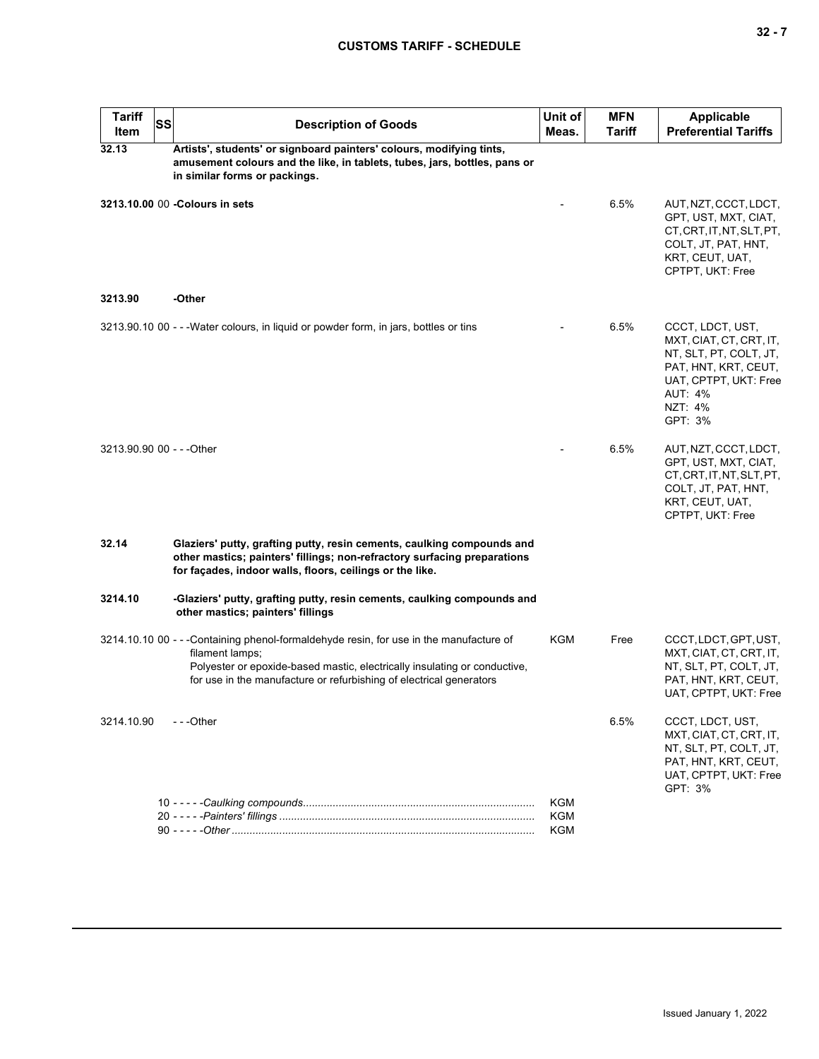| Tariff Item | SS | Description of Goods | Unit of Meas. | MFN Tariff | Applicable Preferential Tariffs |
|---|---|---|---|---|---|
| **32.13** | | **Artists', students' or signboard painters' colours, modifying tints, amusement colours and the like, in tablets, tubes, jars, bottles, pans or in similar forms or packings.** | | | |
| **3213.10.00** | 00 | **-Colours in sets** | - | 6.5% | AUT, NZT, CCCT, LDCT, GPT, UST, MXT, CIAT, CT, CRT, IT, NT, SLT, PT, COLT, JT, PAT, HNT, KRT, CEUT, UAT, CPTPT, UKT: Free |
| **3213.90** | | **-Other** | | | |
| 3213.90.10 | 00 | - - -Water colours, in liquid or powder form, in jars, bottles or tins | - | 6.5% | CCCT, LDCT, UST, MXT, CIAT, CT, CRT, IT, NT, SLT, PT, COLT, JT, PAT, HNT, KRT, CEUT, UAT, CPTPT, UKT: Free<br>AUT: 4%<br>NZT: 4%<br>GPT: 3% |
| 3213.90.90 | 00 | - - -Other | - | 6.5% | AUT, NZT, CCCT, LDCT, GPT, UST, MXT, CIAT, CT, CRT, IT, NT, SLT, PT, COLT, JT, PAT, HNT, KRT, CEUT, UAT, CPTPT, UKT: Free |
| **32.14** | | **Glaziers' putty, grafting putty, resin cements, caulking compounds and other mastics; painters' fillings; non-refractory surfacing preparations for façades, indoor walls, floors, ceilings or the like.** | | | |
| **3214.10** | | **-Glaziers' putty, grafting putty, resin cements, caulking compounds and other mastics; painters' fillings** | | | |
| 3214.10.10 | 00 | - - -Containing phenol-formaldehyde resin, for use in the manufacture of filament lamps;<br>Polyester or epoxide-based mastic, electrically insulating or conductive, for use in the manufacture or refurbishing of electrical generators | KGM | Free | CCCT, LDCT, GPT, UST, MXT, CIAT, CT, CRT, IT, NT, SLT, PT, COLT, JT, PAT, HNT, KRT, CEUT, UAT, CPTPT, UKT: Free |
| 3214.10.90 | | - - -Other | | 6.5% | CCCT, LDCT, UST, MXT, CIAT, CT, CRT, IT, NT, SLT, PT, COLT, JT, PAT, HNT, KRT, CEUT, UAT, CPTPT, UKT: Free<br>GPT: 3% |
| | 10 | - - - - -*Caulking compounds* | KGM | | |
| | 20 | - - - - -*Painters' fillings* | KGM | | |
| | 90 | - - - - -*Other* | KGM | | |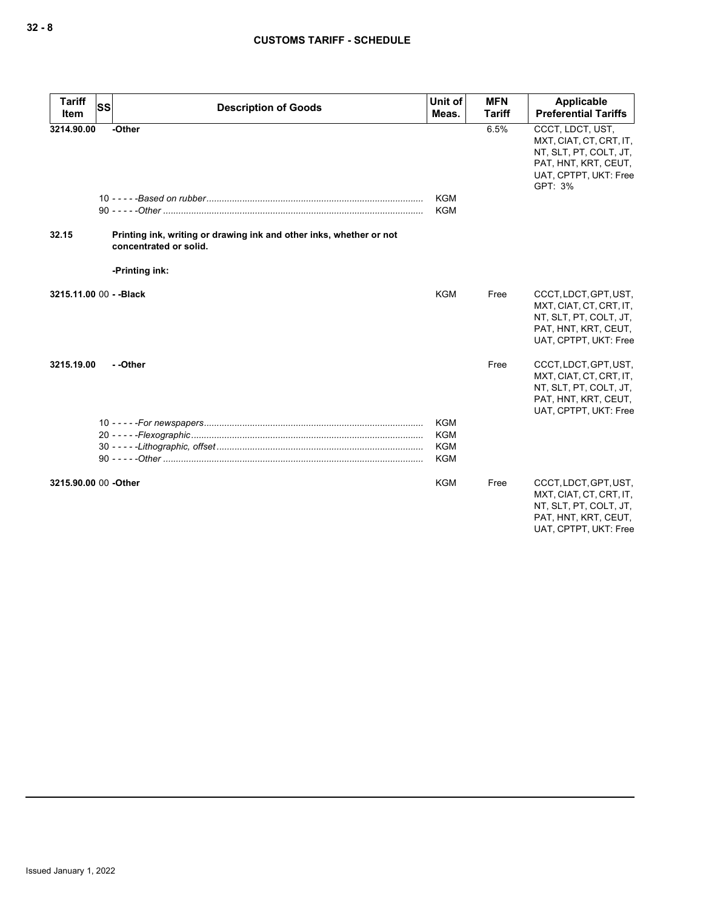| Tariff Item | SS | Description of Goods | Unit of Meas. | MFN Tariff | Applicable Preferential Tariffs |
| --- | --- | --- | --- | --- | --- |
| 3214.90.00 | | -Other | | 6.5% | CCCT, LDCT, UST, MXT, CIAT, CT, CRT, IT, NT, SLT, PT, COLT, JT, PAT, HNT, KRT, CEUT, UAT, CPTPT, UKT: Free GPT: 3% |
| | 10 | - - - - -*Based on rubber* | KGM | | |
| | 90 | - - - - -*Other* | KGM | | |
| 32.15 | | **Printing ink, writing or drawing ink and other inks, whether or not concentrated or solid.** | | | |
| | | **-Printing ink:** | | | |
| 3215.11.00 | 00 | - -Black | KGM | Free | CCCT, LDCT, GPT, UST, MXT, CIAT, CT, CRT, IT, NT, SLT, PT, COLT, JT, PAT, HNT, KRT, CEUT, UAT, CPTPT, UKT: Free |
| 3215.19.00 | | - -Other | | Free | CCCT, LDCT, GPT, UST, MXT, CIAT, CT, CRT, IT, NT, SLT, PT, COLT, JT, PAT, HNT, KRT, CEUT, UAT, CPTPT, UKT: Free |
| | 10 | - - - - -*For newspapers* | KGM | | |
| | 20 | - - - - -*Flexographic* | KGM | | |
| | 30 | - - - - -*Lithographic, offset* | KGM | | |
| | 90 | - - - - -*Other* | KGM | | |
| 3215.90.00 | 00 | -Other | KGM | Free | CCCT, LDCT, GPT, UST, MXT, CIAT, CT, CRT, IT, NT, SLT, PT, COLT, JT, PAT, HNT, KRT, CEUT, UAT, CPTPT, UKT: Free |